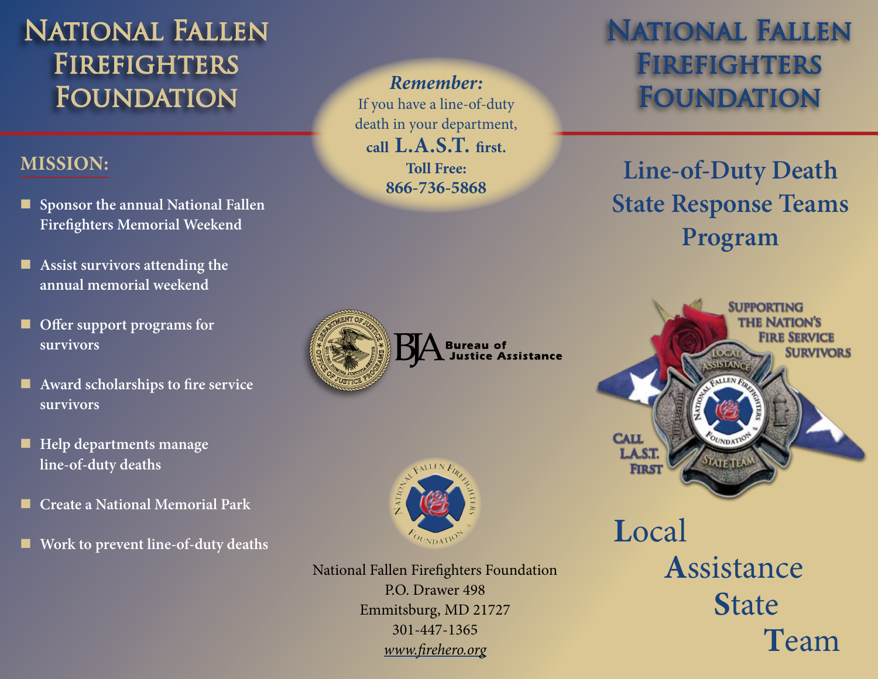# National Fallen Firefighters Foundation

## MISSION:

- Sponsor the annual National Fallen Firefighters Memorial Weekend
- Assist survivors attending the annual memorial weekend
- Offer support programs for survivors
- Award scholarships to fire service survivors
- Help departments manage line-of-duty deaths
- Create a National Memorial Park
- Work to prevent line-of-duty deaths

***Remember:***
If you have a line-of-duty death in your department, **call L.A.S.T. first.**
**Toll Free:**
**866-736-5868**

BJA Bureau of Justice Assistance

National Fallen Firefighters Foundation
P.O. Drawer 498
Emmitsburg, MD 21727
301-447-1365
*www.firehero.org*

# National Fallen Firefighters Foundation

## Line-of-Duty Death State Response Teams Program

Supporting the Nation's Fire Service Survivors

Call L.A.S.T. First

Local Assistance State Team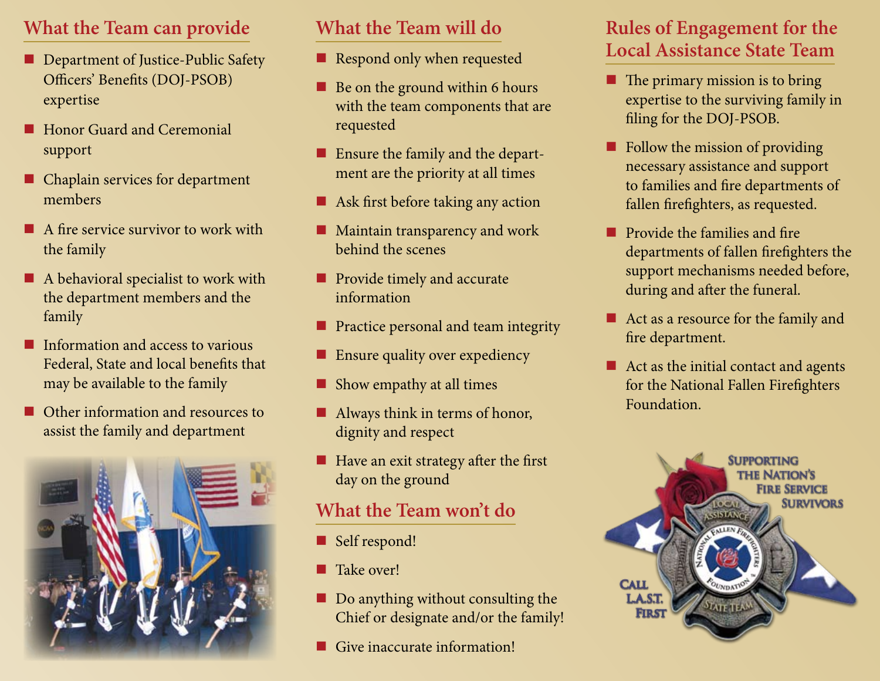## What the Team can provide

- Department of Justice-Public Safety Officers' Benefits (DOJ-PSOB) expertise
- Honor Guard and Ceremonial support
- Chaplain services for department members
- A fire service survivor to work with the family
- A behavioral specialist to work with the department members and the family
- Information and access to various Federal, State and local benefits that may be available to the family
- Other information and resources to assist the family and department

## What the Team will do

- Respond only when requested
- Be on the ground within 6 hours with the team components that are requested
- Ensure the family and the department are the priority at all times
- Ask first before taking any action
- Maintain transparency and work behind the scenes
- Provide timely and accurate information
- Practice personal and team integrity
- Ensure quality over expediency
- Show empathy at all times
- Always think in terms of honor, dignity and respect
- Have an exit strategy after the first day on the ground

## What the Team won't do

- Self respond!
- Take over!
- Do anything without consulting the Chief or designate and/or the family!
- Give inaccurate information!

## Rules of Engagement for the Local Assistance State Team

- The primary mission is to bring expertise to the surviving family in filing for the DOJ-PSOB.
- Follow the mission of providing necessary assistance and support to families and fire departments of fallen firefighters, as requested.
- Provide the families and fire departments of fallen firefighters the support mechanisms needed before, during and after the funeral.
- Act as a resource for the family and fire department.
- Act as the initial contact and agents for the National Fallen Firefighters Foundation.

Supporting the Nation's Fire Service Survivors

Local Assistance State Team — National Fallen Firefighters Foundation

Call L.A.S.T. First